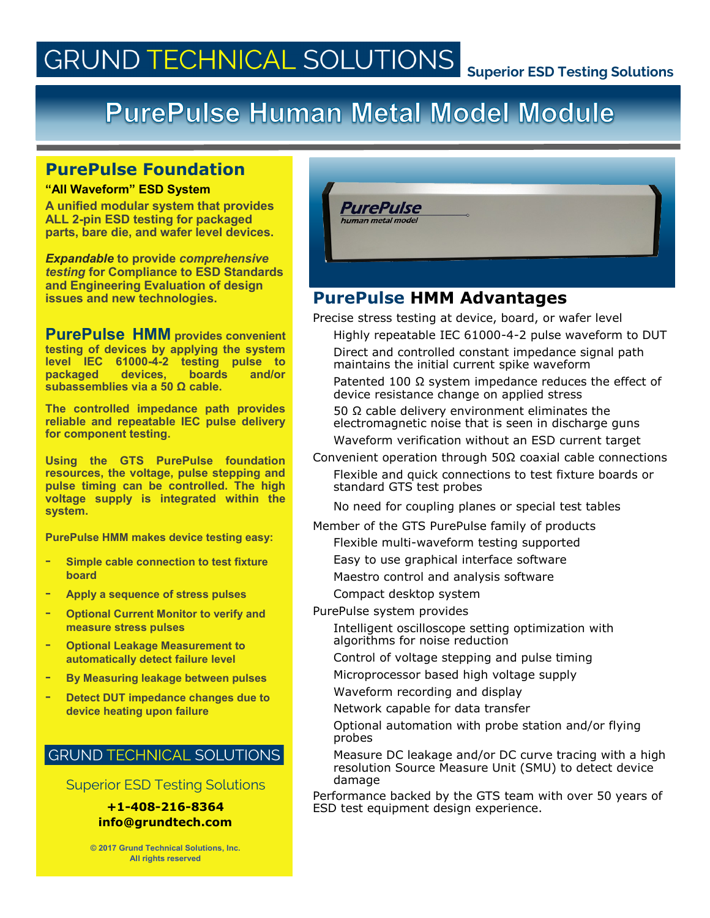GRUND TECHNICAL SOLUTIONS **Superior ESD Testing Solutions**

# PurePulse Human Metal Model Module

## PurePulse Foundation

**"All Waveform" ESD System**

**A unified modular system that provides ALL 2-pin ESD testing for packaged parts, bare die, and wafer level devices.**

***Expandable* to provide *comprehensive testing* for Compliance to ESD Standards and Engineering Evaluation of design issues and new technologies.**

**PurePulse HMM provides convenient testing of devices by applying the system level IEC 61000-4-2 testing pulse to packaged devices, boards and/or subassemblies via a 50 Ω cable.**

**The controlled impedance path provides reliable and repeatable IEC pulse delivery for component testing.**

**Using the GTS PurePulse foundation resources, the voltage, pulse stepping and pulse timing can be controlled. The high voltage supply is integrated within the system.**

**PurePulse HMM makes device testing easy:**

- **Simple cable connection to test fixture board**
- **Apply a sequence of stress pulses**
- **Optional Current Monitor to verify and measure stress pulses**
- **Optional Leakage Measurement to automatically detect failure level**
- **By Measuring leakage between pulses**
- **Detect DUT impedance changes due to device heating upon failure**

GRUND TECHNICAL SOLUTIONS

Superior ESD Testing Solutions

**+1-408-216-8364**
**info@grundtech.com**

© 2017 Grund Technical Solutions, Inc.
All rights reserved

## PurePulse HMM Advantages

Precise stress testing at device, board, or wafer level
- Highly repeatable IEC 61000-4-2 pulse waveform to DUT
- Direct and controlled constant impedance signal path maintains the initial current spike waveform
- Patented 100 Ω system impedance reduces the effect of device resistance change on applied stress
- 50 Ω cable delivery environment eliminates the electromagnetic noise that is seen in discharge guns
- Waveform verification without an ESD current target

Convenient operation through 50Ω coaxial cable connections
- Flexible and quick connections to test fixture boards or standard GTS test probes
- No need for coupling planes or special test tables

Member of the GTS PurePulse family of products
- Flexible multi-waveform testing supported
- Easy to use graphical interface software
- Maestro control and analysis software
- Compact desktop system

PurePulse system provides
- Intelligent oscilloscope setting optimization with algorithms for noise reduction
- Control of voltage stepping and pulse timing
- Microprocessor based high voltage supply
- Waveform recording and display
- Network capable for data transfer
- Optional automation with probe station and/or flying probes
- Measure DC leakage and/or DC curve tracing with a high resolution Source Measure Unit (SMU) to detect device damage

Performance backed by the GTS team with over 50 years of ESD test equipment design experience.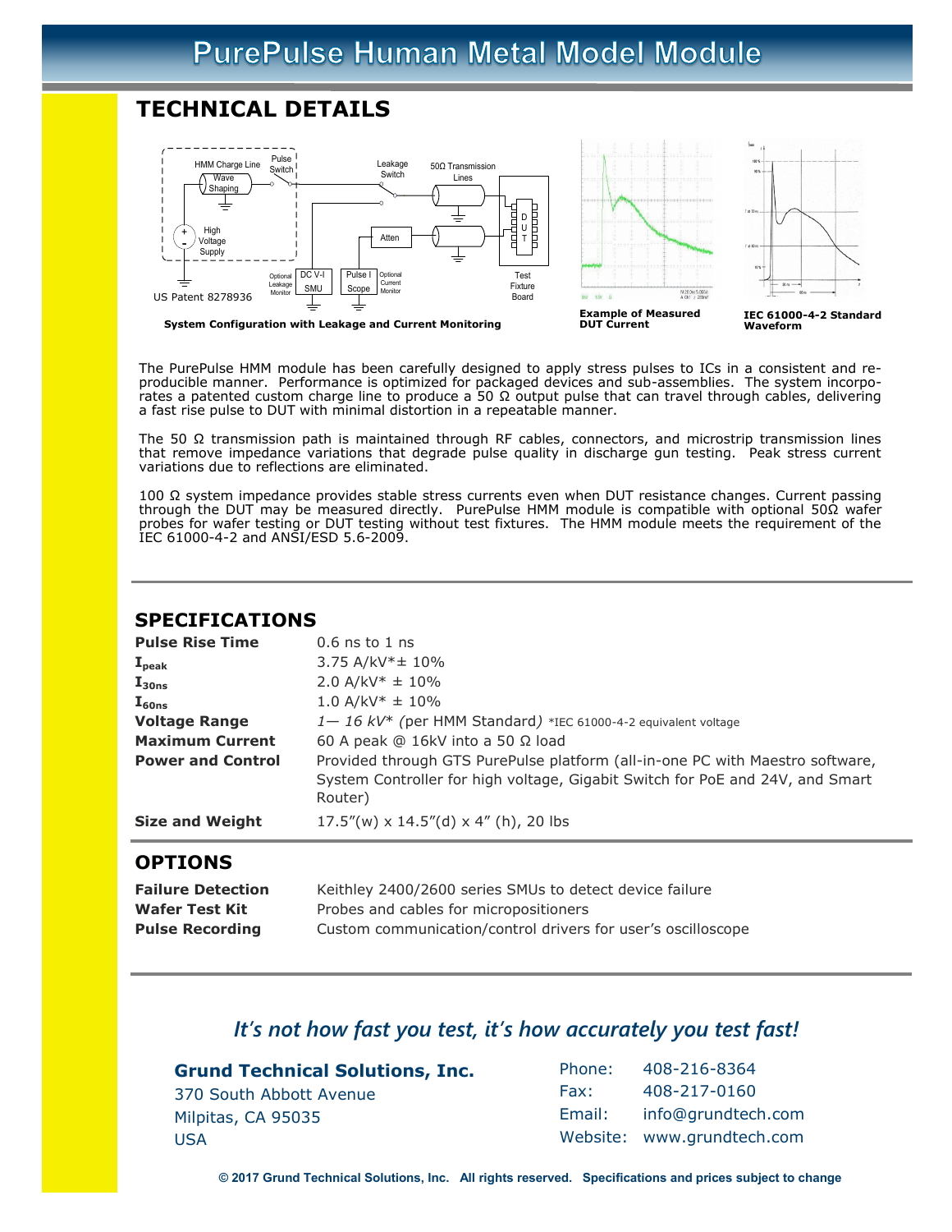# PurePulse Human Metal Model Module

## TECHNICAL DETAILS

HMM Charge Line
Wave Shaping
Pulse Switch
High Voltage Supply
Leakage Switch
50Ω Transmission Lines
Atten
D U T
Optional Leakage Monitor
DC V-I SMU
Pulse I Scope
Optional Current Monitor
Test Fixture Board
US Patent 8278936

**System Configuration with Leakage and Current Monitoring**

**Example of Measured DUT Current**

**IEC 61000-4-2 Standard Waveform**

The PurePulse HMM module has been carefully designed to apply stress pulses to ICs in a consistent and reproducible manner. Performance is optimized for packaged devices and sub-assemblies. The system incorporates a patented custom charge line to produce a 50 Ω output pulse that can travel through cables, delivering a fast rise pulse to DUT with minimal distortion in a repeatable manner.

The 50 Ω transmission path is maintained through RF cables, connectors, and microstrip transmission lines that remove impedance variations that degrade pulse quality in discharge gun testing. Peak stress current variations due to reflections are eliminated.

100 Ω system impedance provides stable stress currents even when DUT resistance changes. Current passing through the DUT may be measured directly. PurePulse HMM module is compatible with optional 50Ω wafer probes for wafer testing or DUT testing without test fixtures. The HMM module meets the requirement of the IEC 61000-4-2 and ANSI/ESD 5.6-2009.

## SPECIFICATIONS

| | |
|---|---|
| **Pulse Rise Time** | 0.6 ns to 1 ns |
| **$I_{peak}$** | 3.75 A/kV*± 10% |
| **$I_{30ns}$** | 2.0 A/kV* ± 10% |
| **$I_{60ns}$** | 1.0 A/kV* ± 10% |
| **Voltage Range** | *1— 16 kV* (per HMM Standard) *IEC 61000-4-2 equivalent voltage |
| **Maximum Current** | 60 A peak @ 16kV into a 50 Ω load |
| **Power and Control** | Provided through GTS PurePulse platform (all-in-one PC with Maestro software, System Controller for high voltage, Gigabit Switch for PoE and 24V, and Smart Router) |
| **Size and Weight** | 17.5"(w) x 14.5"(d) x 4" (h), 20 lbs |

## OPTIONS

| | |
|---|---|
| **Failure Detection** | Keithley 2400/2600 series SMUs to detect device failure |
| **Wafer Test Kit** | Probes and cables for micropositioners |
| **Pulse Recording** | Custom communication/control drivers for user's oscilloscope |

*It's not how fast you test, it's how accurately you test fast!*

**Grund Technical Solutions, Inc.**
370 South Abbott Avenue
Milpitas, CA 95035
USA

Phone: 408-216-8364
Fax: 408-217-0160
Email: info@grundtech.com
Website: www.grundtech.com

**© 2017 Grund Technical Solutions, Inc. All rights reserved. Specifications and prices subject to change**